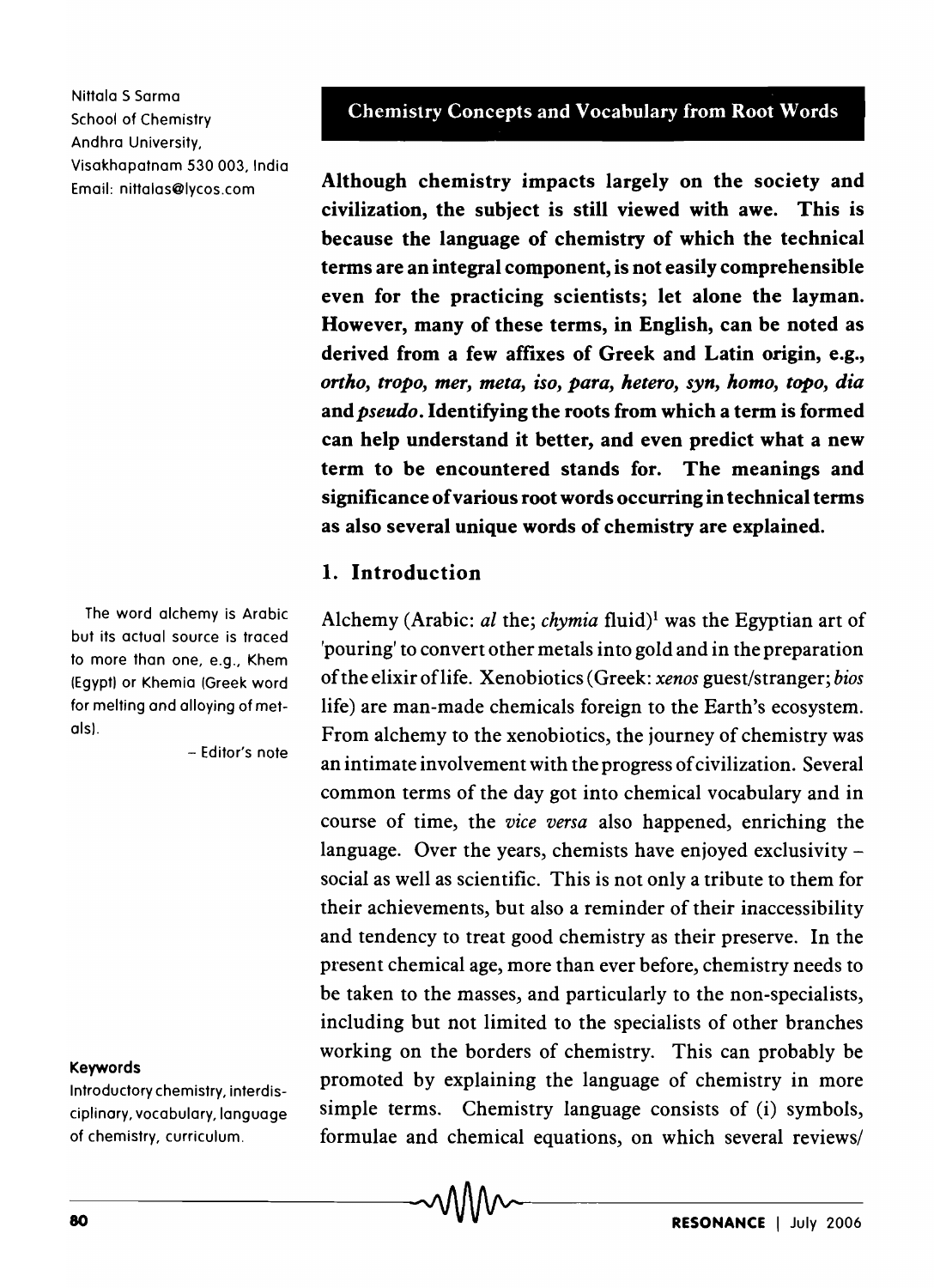Nittala S Sarma
School of Chemistry
Andhra University,
Visakhapatnam 530 003, India
Email: nittalas@lycos.com

# Chemistry Concepts and Vocabulary from Root Words

**Although chemistry impacts largely on the society and civilization, the subject is still viewed with awe. This is because the language of chemistry of which the technical terms are an integral component, is not easily comprehensible even for the practicing scientists; let alone the layman. However, many of these terms, in English, can be noted as derived from a few affixes of Greek and Latin origin, e.g., *ortho, tropo, mer, meta, iso, para, hetero, syn, homo, topo, dia* and *pseudo*. Identifying the roots from which a term is formed can help understand it better, and even predict what a new term to be encountered stands for. The meanings and significance of various root words occurring in technical terms as also several unique words of chemistry are explained.**

## 1. Introduction

Alchemy (Arabic: *al* the; *chymia* fluid)[1] was the Egyptian art of 'pouring' to convert other metals into gold and in the preparation of the elixir of life. Xenobiotics (Greek: *xenos* guest/stranger; *bios* life) are man-made chemicals foreign to the Earth's ecosystem. From alchemy to the xenobiotics, the journey of chemistry was an intimate involvement with the progress of civilization. Several common terms of the day got into chemical vocabulary and in course of time, the *vice versa* also happened, enriching the language. Over the years, chemists have enjoyed exclusivity – social as well as scientific. This is not only a tribute to them for their achievements, but also a reminder of their inaccessibility and tendency to treat good chemistry as their preserve. In the present chemical age, more than ever before, chemistry needs to be taken to the masses, and particularly to the non-specialists, including but not limited to the specialists of other branches working on the borders of chemistry. This can probably be promoted by explaining the language of chemistry in more simple terms. Chemistry language consists of (i) symbols, formulae and chemical equations, on which several reviews/

The word alchemy is Arabic but its actual source is traced to more than one, e.g., Khem (Egypt) or Khemia (Greek word for melting and alloying of metals).

– Editor's note

**Keywords**

Introductory chemistry, interdisciplinary, vocabulary, language of chemistry, curriculum.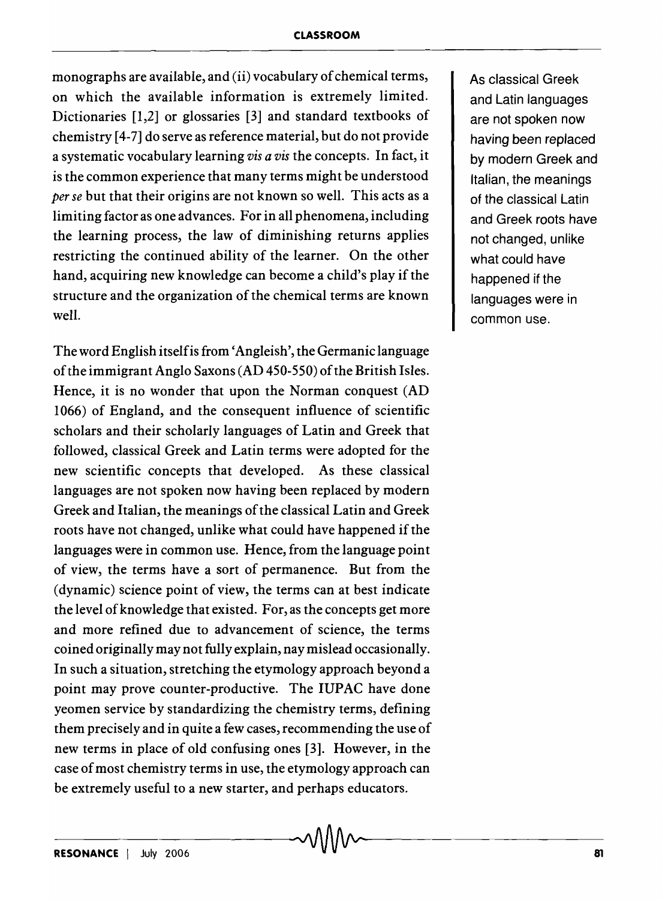monographs are available, and (ii) vocabulary of chemical terms, on which the available information is extremely limited. Dictionaries [1,2] or glossaries [3] and standard textbooks of chemistry [4-7] do serve as reference material, but do not provide a systematic vocabulary learning *vis a vis* the concepts. In fact, it is the common experience that many terms might be understood *per se* but that their origins are not known so well. This acts as a limiting factor as one advances. For in all phenomena, including the learning process, the law of diminishing returns applies restricting the continued ability of the learner. On the other hand, acquiring new knowledge can become a child's play if the structure and the organization of the chemical terms are known well.

The word English itself is from 'Angleish', the Germanic language of the immigrant Anglo Saxons (AD 450-550) of the British Isles. Hence, it is no wonder that upon the Norman conquest (AD 1066) of England, and the consequent influence of scientific scholars and their scholarly languages of Latin and Greek that followed, classical Greek and Latin terms were adopted for the new scientific concepts that developed. As these classical languages are not spoken now having been replaced by modern Greek and Italian, the meanings of the classical Latin and Greek roots have not changed, unlike what could have happened if the languages were in common use. Hence, from the language point of view, the terms have a sort of permanence. But from the (dynamic) science point of view, the terms can at best indicate the level of knowledge that existed. For, as the concepts get more and more refined due to advancement of science, the terms coined originally may not fully explain, nay mislead occasionally. In such a situation, stretching the etymology approach beyond a point may prove counter-productive. The IUPAC have done yeomen service by standardizing the chemistry terms, defining them precisely and in quite a few cases, recommending the use of new terms in place of old confusing ones [3]. However, in the case of most chemistry terms in use, the etymology approach can be extremely useful to a new starter, and perhaps educators.

As classical Greek and Latin languages are not spoken now having been replaced by modern Greek and Italian, the meanings of the classical Latin and Greek roots have not changed, unlike what could have happened if the languages were in common use.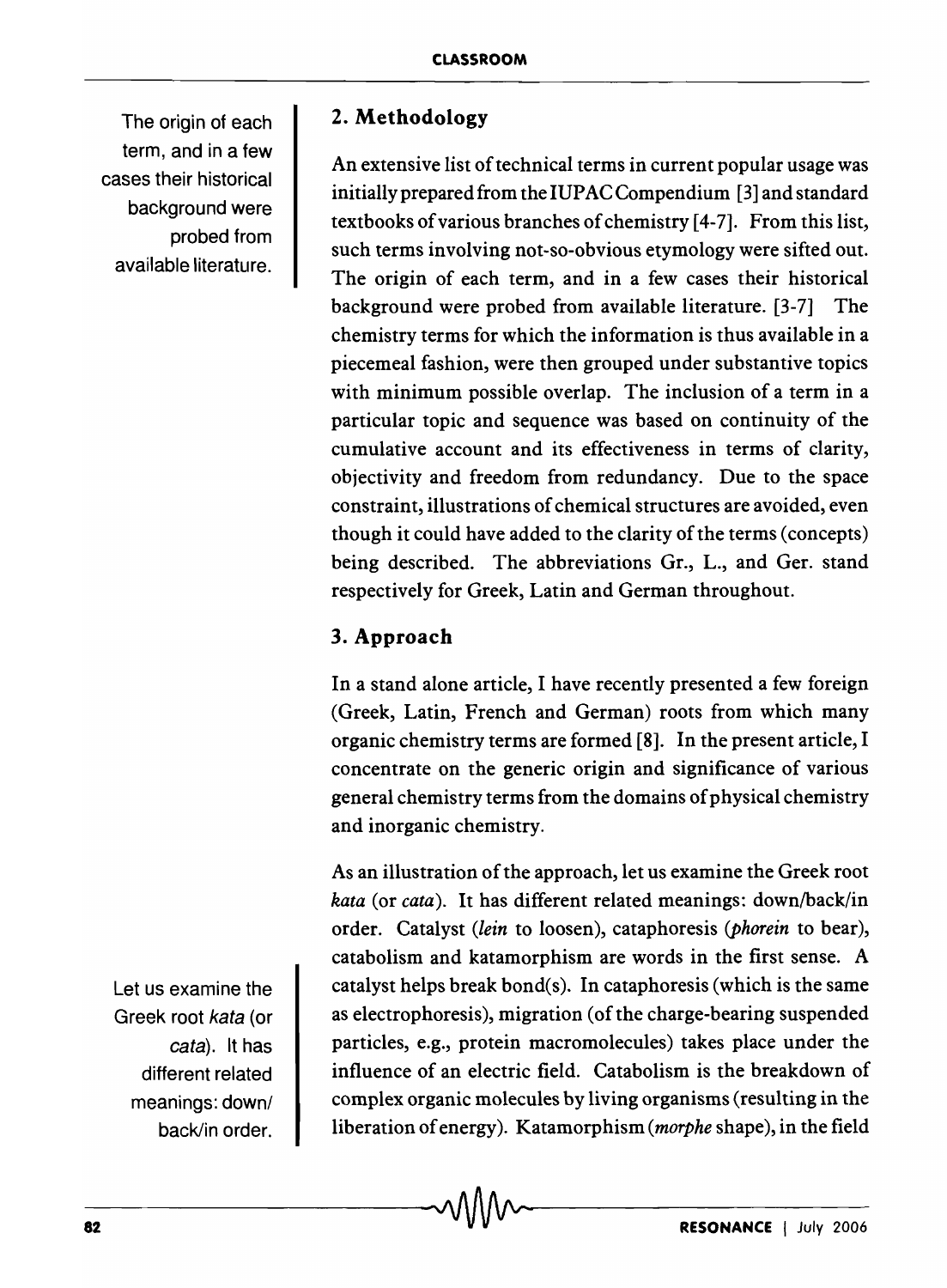## 2. Methodology

An extensive list of technical terms in current popular usage was initially prepared from the IUPAC Compendium [3] and standard textbooks of various branches of chemistry [4-7]. From this list, such terms involving not-so-obvious etymology were sifted out. The origin of each term, and in a few cases their historical background were probed from available literature. [3-7] The chemistry terms for which the information is thus available in a piecemeal fashion, were then grouped under substantive topics with minimum possible overlap. The inclusion of a term in a particular topic and sequence was based on continuity of the cumulative account and its effectiveness in terms of clarity, objectivity and freedom from redundancy. Due to the space constraint, illustrations of chemical structures are avoided, even though it could have added to the clarity of the terms (concepts) being described. The abbreviations Gr., L., and Ger. stand respectively for Greek, Latin and German throughout.

## 3. Approach

In a stand alone article, I have recently presented a few foreign (Greek, Latin, French and German) roots from which many organic chemistry terms are formed [8]. In the present article, I concentrate on the generic origin and significance of various general chemistry terms from the domains of physical chemistry and inorganic chemistry.

As an illustration of the approach, let us examine the Greek root *kata* (or *cata*). It has different related meanings: down/back/in order. Catalyst (*lein* to loosen), cataphoresis (*phorein* to bear), catabolism and katamorphism are words in the first sense. A catalyst helps break bond(s). In cataphoresis (which is the same as electrophoresis), migration (of the charge-bearing suspended particles, e.g., protein macromolecules) takes place under the influence of an electric field. Catabolism is the breakdown of complex organic molecules by living organisms (resulting in the liberation of energy). Katamorphism (*morphe* shape), in the field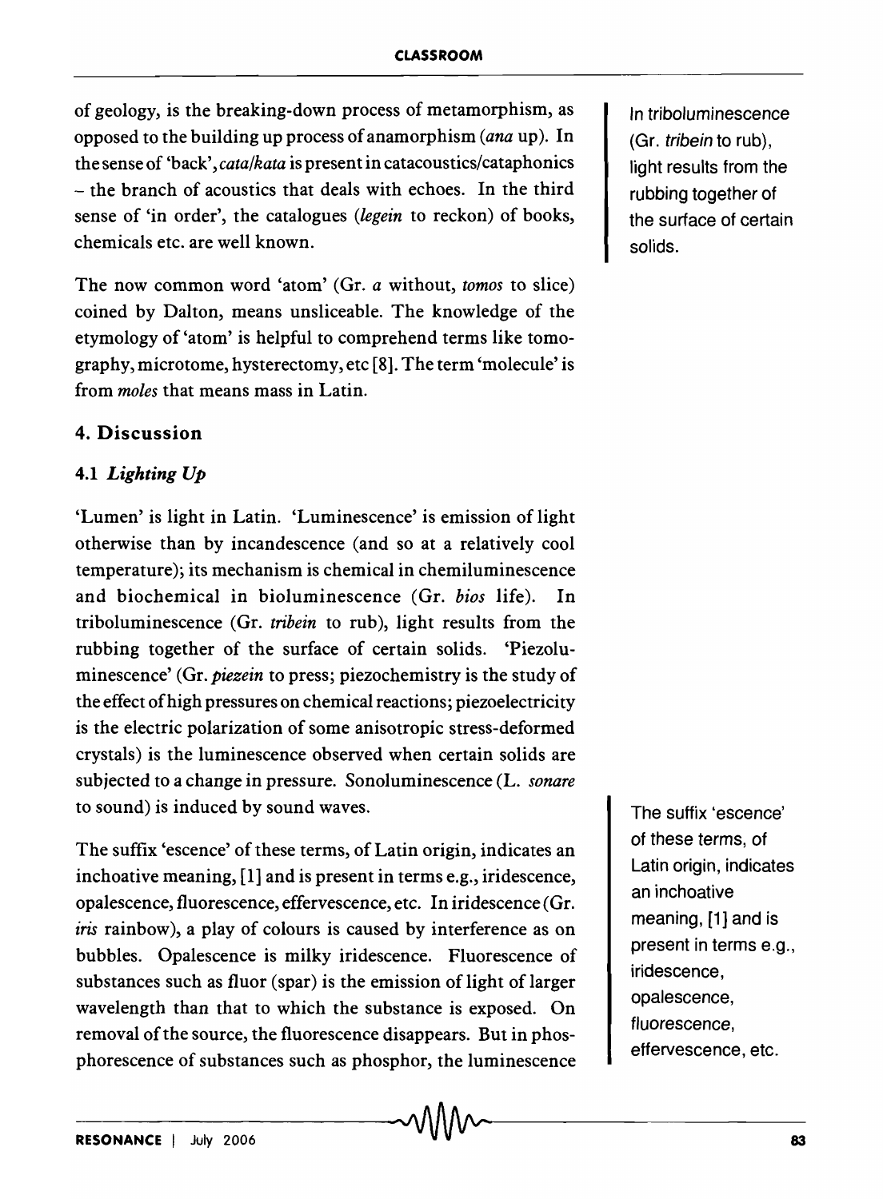of geology, is the breaking-down process of metamorphism, as opposed to the building up process of anamorphism (*ana* up). In the sense of 'back', *cata/kata* is present in catacoustics/cataphonics – the branch of acoustics that deals with echoes. In the third sense of 'in order', the catalogues (*legein* to reckon) of books, chemicals etc. are well known.

The now common word 'atom' (Gr. *a* without, *tomos* to slice) coined by Dalton, means unsliceable. The knowledge of the etymology of 'atom' is helpful to comprehend terms like tomography, microtome, hysterectomy, etc [8]. The term 'molecule' is from *moles* that means mass in Latin.

## 4. Discussion

### 4.1 *Lighting Up*

'Lumen' is light in Latin. 'Luminescence' is emission of light otherwise than by incandescence (and so at a relatively cool temperature); its mechanism is chemical in chemiluminescence and biochemical in bioluminescence (Gr. *bios* life). In triboluminescence (Gr. *tribein* to rub), light results from the rubbing together of the surface of certain solids. 'Piezoluminescence' (Gr. *piezein* to press; piezochemistry is the study of the effect of high pressures on chemical reactions; piezoelectricity is the electric polarization of some anisotropic stress-deformed crystals) is the luminescence observed when certain solids are subjected to a change in pressure. Sonoluminescence (L. *sonare* to sound) is induced by sound waves.

The suffix 'escence' of these terms, of Latin origin, indicates an inchoative meaning, [1] and is present in terms e.g., iridescence, opalescence, fluorescence, effervescence, etc. In iridescence (Gr. *iris* rainbow), a play of colours is caused by interference as on bubbles. Opalescence is milky iridescence. Fluorescence of substances such as fluor (spar) is the emission of light of larger wavelength than that to which the substance is exposed. On removal of the source, the fluorescence disappears. But in phosphorescence of substances such as phosphor, the luminescence

> In triboluminescence (Gr. *tribein* to rub), light results from the rubbing together of the surface of certain solids.

> The suffix 'escence' of these terms, of Latin origin, indicates an inchoative meaning, [1] and is present in terms e.g., iridescence, opalescence, fluorescence, effervescence, etc.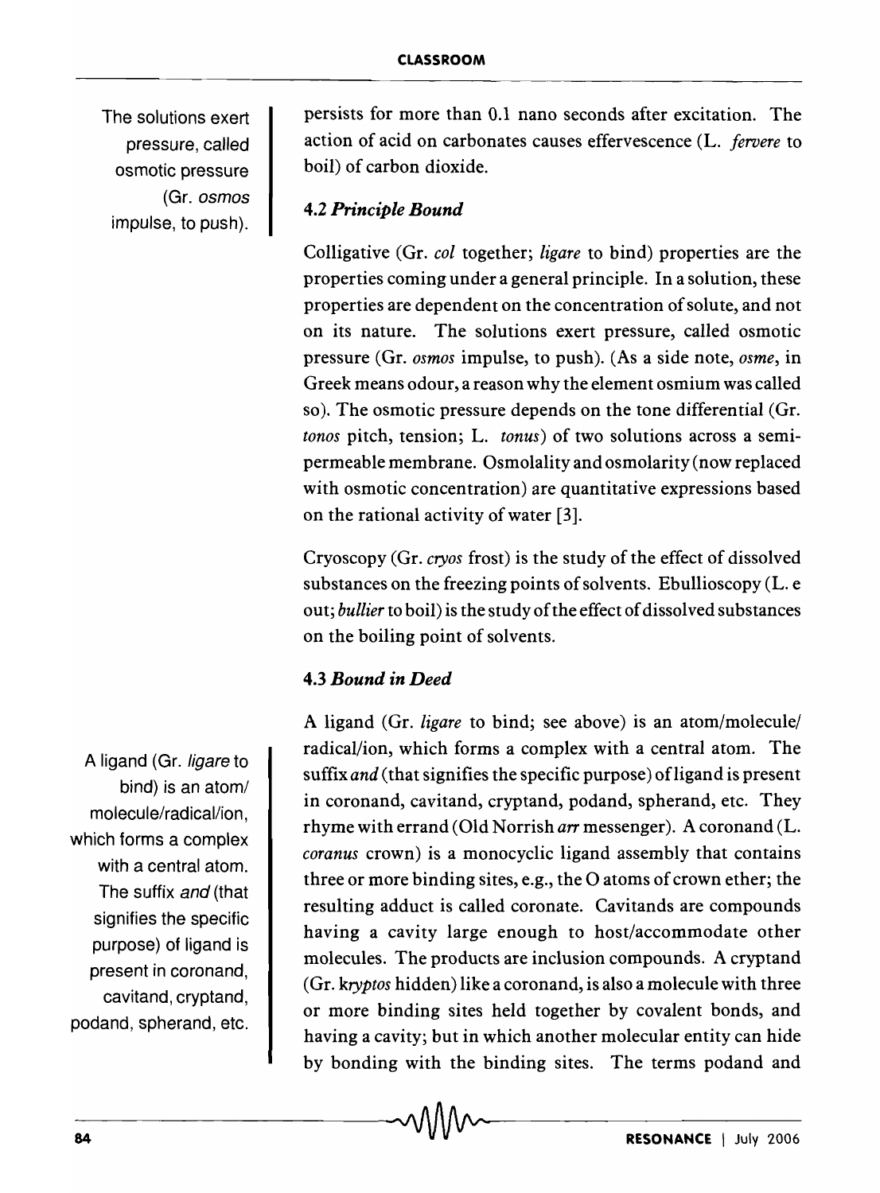persists for more than 0.1 nano seconds after excitation. The action of acid on carbonates causes effervescence (L. *fervere* to boil) of carbon dioxide.

### 4.2 *Principle Bound*

Colligative (Gr. *col* together; *ligare* to bind) properties are the properties coming under a general principle. In a solution, these properties are dependent on the concentration of solute, and not on its nature. The solutions exert pressure, called osmotic pressure (Gr. *osmos* impulse, to push). (As a side note, *osme*, in Greek means odour, a reason why the element osmium was called so). The osmotic pressure depends on the tone differential (Gr. *tonos* pitch, tension; L. *tonus*) of two solutions across a semi-permeable membrane. Osmolality and osmolarity (now replaced with osmotic concentration) are quantitative expressions based on the rational activity of water [3].

Cryoscopy (Gr. *cryos* frost) is the study of the effect of dissolved substances on the freezing points of solvents. Ebullioscopy (L. e out; *bullier* to boil) is the study of the effect of dissolved substances on the boiling point of solvents.

### 4.3 *Bound in Deed*

A ligand (Gr. *ligare* to bind; see above) is an atom/molecule/radical/ion, which forms a complex with a central atom. The suffix *and* (that signifies the specific purpose) of ligand is present in coronand, cavitand, cryptand, podand, spherand, etc. They rhyme with errand (Old Norrish *arr* messenger). A coronand (L. *coranus* crown) is a monocyclic ligand assembly that contains three or more binding sites, e.g., the O atoms of crown ether; the resulting adduct is called coronate. Cavitands are compounds having a cavity large enough to host/accommodate other molecules. The products are inclusion compounds. A cryptand (Gr. *kryptos* hidden) like a coronand, is also a molecule with three or more binding sites held together by covalent bonds, and having a cavity; but in which another molecular entity can hide by bonding with the binding sites. The terms podand and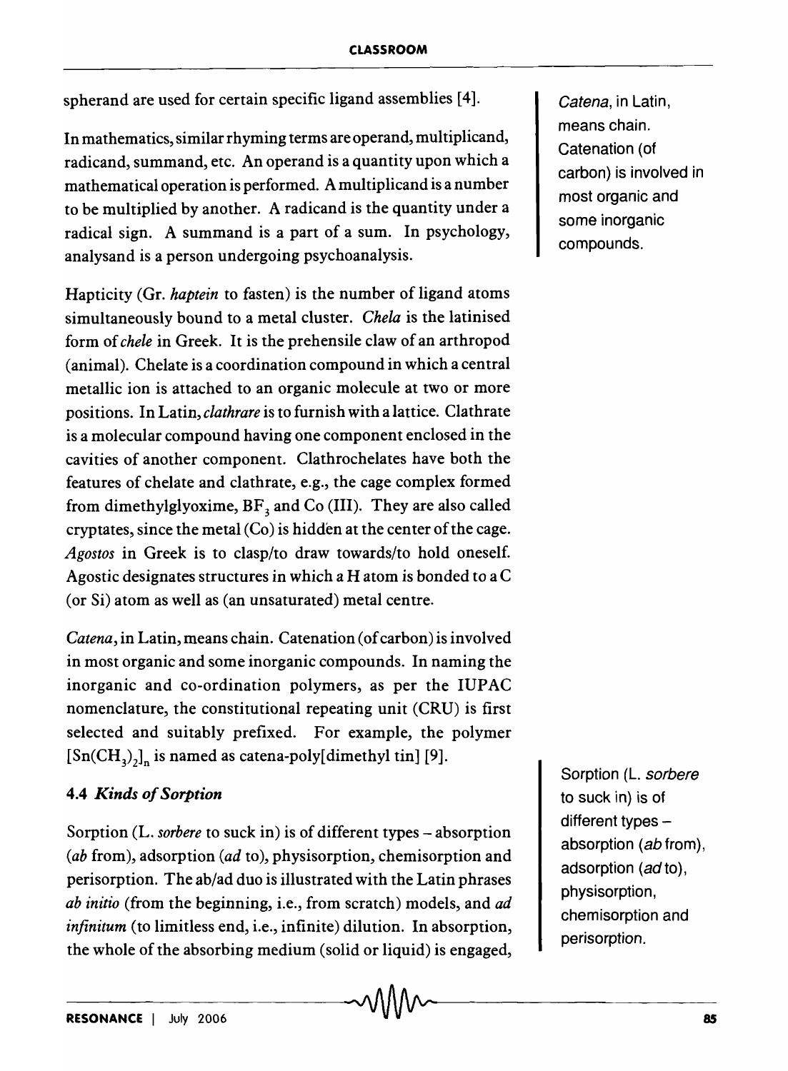spherand are used for certain specific ligand assemblies [4].

In mathematics, similar rhyming terms are operand, multiplicand, radicand, summand, etc. An operand is a quantity upon which a mathematical operation is performed. A multiplicand is a number to be multiplied by another. A radicand is the quantity under a radical sign. A summand is a part of a sum. In psychology, analysand is a person undergoing psychoanalysis.

Hapticity (Gr. *haptein* to fasten) is the number of ligand atoms simultaneously bound to a metal cluster. *Chela* is the latinised form of *chele* in Greek. It is the prehensile claw of an arthropod (animal). Chelate is a coordination compound in which a central metallic ion is attached to an organic molecule at two or more positions. In Latin, *clathrare* is to furnish with a lattice. Clathrate is a molecular compound having one component enclosed in the cavities of another component. Clathrochelates have both the features of chelate and clathrate, e.g., the cage complex formed from dimethylglyoxime, $BF_3$ and Co (III). They are also called cryptates, since the metal (Co) is hidden at the center of the cage. *Agostos* in Greek is to clasp/to draw towards/to hold oneself. Agostic designates structures in which a H atom is bonded to a C (or Si) atom as well as (an unsaturated) metal centre.

*Catena*, in Latin, means chain. Catenation (of carbon) is involved in most organic and some inorganic compounds. In naming the inorganic and co-ordination polymers, as per the IUPAC nomenclature, the constitutional repeating unit (CRU) is first selected and suitably prefixed. For example, the polymer $[Sn(CH_3)_2]_n$ is named as catena-poly[dimethyl tin] [9].

### 4.4 *Kinds of Sorption*

Sorption (L. *sorbere* to suck in) is of different types – absorption (*ab* from), adsorption (*ad* to), physisorption, chemisorption and perisorption. The ab/ad duo is illustrated with the Latin phrases *ab initio* (from the beginning, i.e., from scratch) models, and *ad infinitum* (to limitless end, i.e., infinite) dilution. In absorption, the whole of the absorbing medium (solid or liquid) is engaged,

*Catena*, in Latin, means chain. Catenation (of carbon) is involved in most organic and some inorganic compounds.

Sorption (L. *sorbere* to suck in) is of different types – absorption (*ab* from), adsorption (*ad* to), physisorption, chemisorption and perisorption.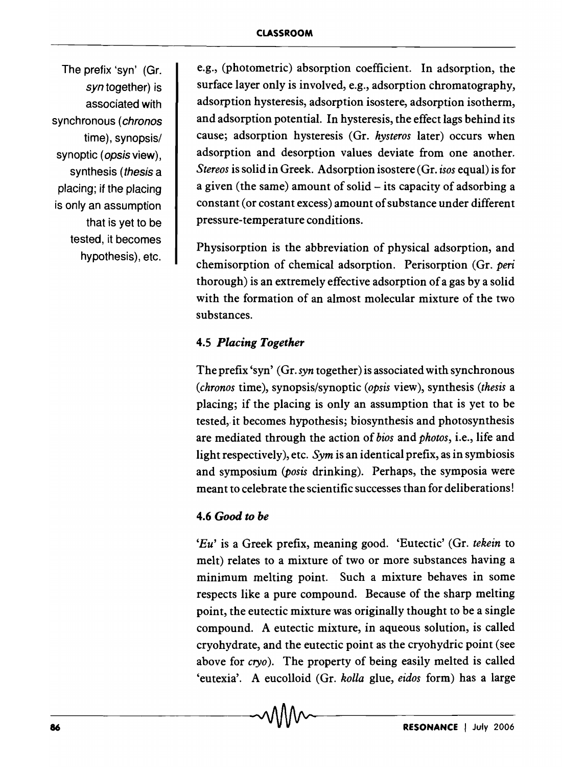The prefix 'syn' (Gr. *syn* together) is associated with synchronous (*chronos* time), synopsis/synoptic (*opsis* view), synthesis (*thesis* a placing; if the placing is only an assumption that is yet to be tested, it becomes hypothesis), etc.

e.g., (photometric) absorption coefficient. In adsorption, the surface layer only is involved, e.g., adsorption chromatography, adsorption hysteresis, adsorption isostere, adsorption isotherm, and adsorption potential. In hysteresis, the effect lags behind its cause; adsorption hysteresis (Gr. *hysteros* later) occurs when adsorption and desorption values deviate from one another. *Stereos* is solid in Greek. Adsorption isostere (Gr. *isos* equal) is for a given (the same) amount of solid – its capacity of adsorbing a constant (or costant excess) amount of substance under different pressure-temperature conditions.

Physisorption is the abbreviation of physical adsorption, and chemisorption of chemical adsorption. Perisorption (Gr. *peri* thorough) is an extremely effective adsorption of a gas by a solid with the formation of an almost molecular mixture of the two substances.

### 4.5 *Placing Together*

The prefix 'syn' (Gr. *syn* together) is associated with synchronous (*chronos* time), synopsis/synoptic (*opsis* view), synthesis (*thesis* a placing; if the placing is only an assumption that is yet to be tested, it becomes hypothesis; biosynthesis and photosynthesis are mediated through the action of *bios* and *photos*, i.e., life and light respectively), etc. *Sym* is an identical prefix, as in symbiosis and symposium (*posis* drinking). Perhaps, the symposia were meant to celebrate the scientific successes than for deliberations!

### 4.6 *Good to be*

'*Eu*' is a Greek prefix, meaning good. 'Eutectic' (Gr. *tekein* to melt) relates to a mixture of two or more substances having a minimum melting point. Such a mixture behaves in some respects like a pure compound. Because of the sharp melting point, the eutectic mixture was originally thought to be a single compound. A eutectic mixture, in aqueous solution, is called cryohydrate, and the eutectic point as the cryohydric point (see above for *cryo*). The property of being easily melted is called 'eutexia'. A eucolloid (Gr. *kolla* glue, *eidos* form) has a large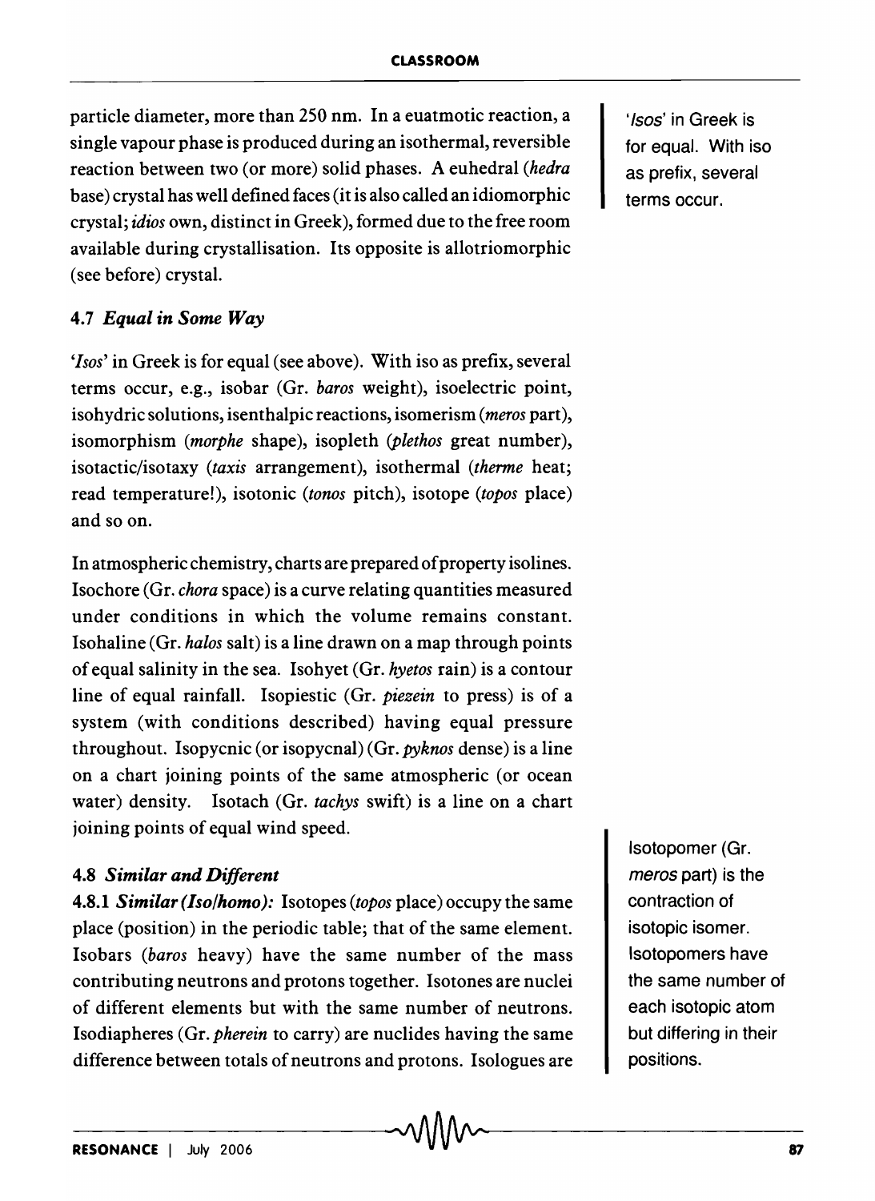particle diameter, more than 250 nm. In a euatmotic reaction, a single vapour phase is produced during an isothermal, reversible reaction between two (or more) solid phases. A euhedral (*hedra* base) crystal has well defined faces (it is also called an idiomorphic crystal; *idios* own, distinct in Greek), formed due to the free room available during crystallisation. Its opposite is allotriomorphic (see before) crystal.

'*Isos*' in Greek is for equal. With iso as prefix, several terms occur.

### 4.7 *Equal in Some Way*

'*Isos*' in Greek is for equal (see above). With iso as prefix, several terms occur, e.g., isobar (Gr. *baros* weight), isoelectric point, isohydric solutions, isenthalpic reactions, isomerism (*meros* part), isomorphism (*morphe* shape), isopleth (*plethos* great number), isotactic/isotaxy (*taxis* arrangement), isothermal (*therme* heat; read temperature!), isotonic (*tonos* pitch), isotope (*topos* place) and so on.

In atmospheric chemistry, charts are prepared of property isolines. Isochore (Gr. *chora* space) is a curve relating quantities measured under conditions in which the volume remains constant. Isohaline (Gr. *halos* salt) is a line drawn on a map through points of equal salinity in the sea. Isohyet (Gr. *hyetos* rain) is a contour line of equal rainfall. Isopiestic (Gr. *piezein* to press) is of a system (with conditions described) having equal pressure throughout. Isopycnic (or isopycnal) (Gr. *pyknos* dense) is a line on a chart joining points of the same atmospheric (or ocean water) density. Isotach (Gr. *tachys* swift) is a line on a chart joining points of equal wind speed.

### 4.8 *Similar and Different*

**4.8.1** ***Similar (Iso/homo):*** Isotopes (*topos* place) occupy the same place (position) in the periodic table; that of the same element. Isobars (*baros* heavy) have the same number of the mass contributing neutrons and protons together. Isotones are nuclei of different elements but with the same number of neutrons. Isodiapheres (Gr. *pherein* to carry) are nuclides having the same difference between totals of neutrons and protons. Isologues are

Isotopomer (Gr. *meros* part) is the contraction of isotopic isomer. Isotopomers have the same number of each isotopic atom but differing in their positions.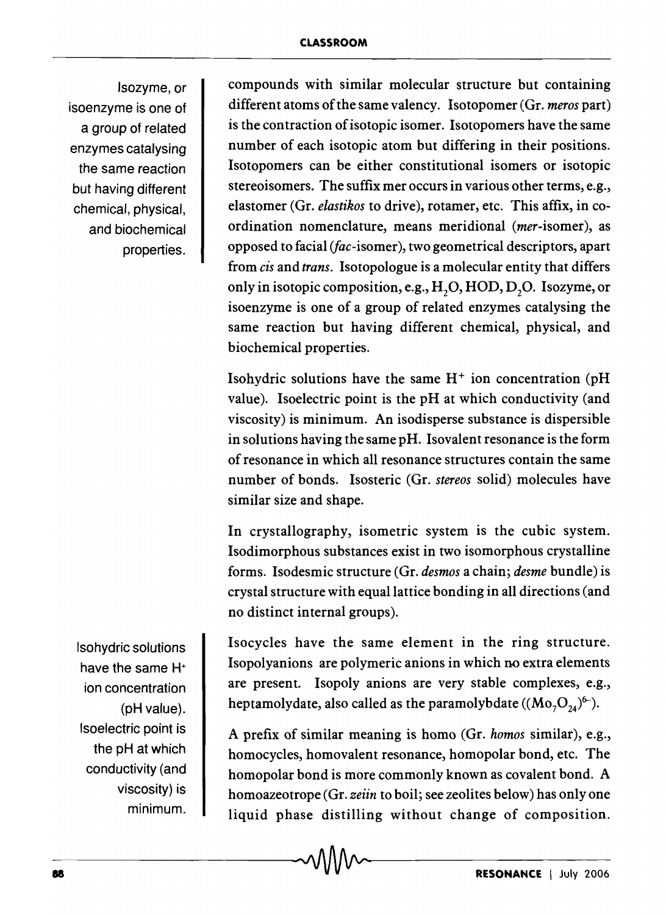compounds with similar molecular structure but containing different atoms of the same valency. Isotopomer (Gr. *meros* part) is the contraction of isotopic isomer. Isotopomers have the same number of each isotopic atom but differing in their positions. Isotopomers can be either constitutional isomers or isotopic stereoisomers. The suffix mer occurs in various other terms, e.g., elastomer (Gr. *elastikos* to drive), rotamer, etc. This affix, in co-ordination nomenclature, means meridional (*mer*-isomer), as opposed to facial (*fac*-isomer), two geometrical descriptors, apart from *cis* and *trans*. Isotopologue is a molecular entity that differs only in isotopic composition, e.g., $H_2O$, HOD, $D_2O$. Isozyme, or isoenzyme is one of a group of related enzymes catalysing the same reaction but having different chemical, physical, and biochemical properties.

Isozyme, or isoenzyme is one of a group of related enzymes catalysing the same reaction but having different chemical, physical, and biochemical properties.

Isohydric solutions have the same $H^+$ ion concentration (pH value). Isoelectric point is the pH at which conductivity (and viscosity) is minimum. An isodisperse substance is dispersible in solutions having the same pH. Isovalent resonance is the form of resonance in which all resonance structures contain the same number of bonds. Isosteric (Gr. *stereos* solid) molecules have similar size and shape.

In crystallography, isometric system is the cubic system. Isodimorphous substances exist in two isomorphous crystalline forms. Isodesmic structure (Gr. *desmos* a chain; *desme* bundle) is crystal structure with equal lattice bonding in all directions (and no distinct internal groups).

Isohydric solutions have the same $H^+$ ion concentration (pH value). Isoelectric point is the pH at which conductivity (and viscosity) is minimum.

Isocycles have the same element in the ring structure. Isopolyanions are polymeric anions in which no extra elements are present. Isopoly anions are very stable complexes, e.g., heptamolydate, also called as the paramolybdate ($(Mo_7O_{24})^{6-}$).

A prefix of similar meaning is homo (Gr. *homos* similar), e.g., homocycles, homovalent resonance, homopolar bond, etc. The homopolar bond is more commonly known as covalent bond. A homoazeotrope (Gr. *zeiin* to boil; see zeolites below) has only one liquid phase distilling without change of composition.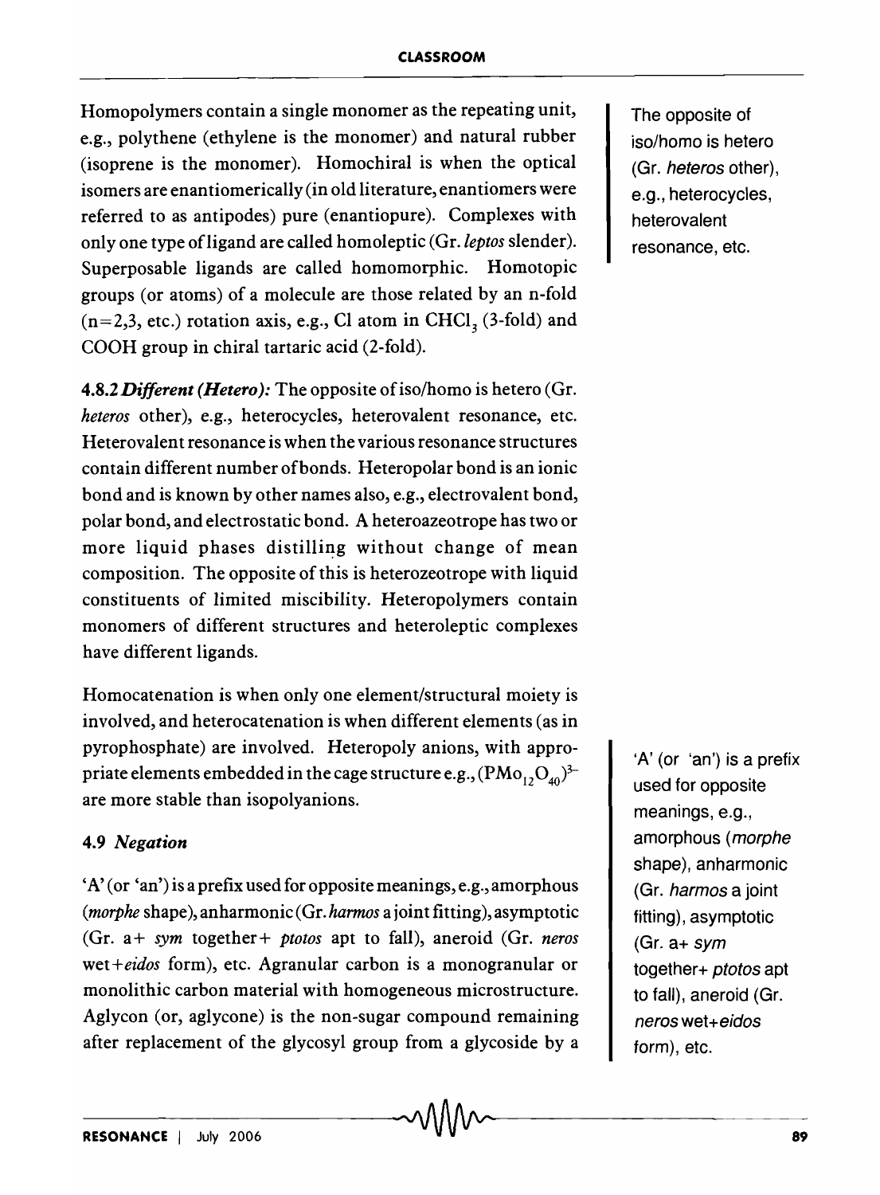Homopolymers contain a single monomer as the repeating unit, e.g., polythene (ethylene is the monomer) and natural rubber (isoprene is the monomer). Homochiral is when the optical isomers are enantiomerically (in old literature, enantiomers were referred to as antipodes) pure (enantiopure). Complexes with only one type of ligand are called homoleptic (Gr. *leptos* slender). Superposable ligands are called homomorphic. Homotopic groups (or atoms) of a molecule are those related by an n-fold (n=2,3, etc.) rotation axis, e.g., Cl atom in $CHCl_3$ (3-fold) and COOH group in chiral tartaric acid (2-fold).

**4.8.2 *Different (Hetero):*** The opposite of iso/homo is hetero (Gr. *heteros* other), e.g., heterocycles, heterovalent resonance, etc. Heterovalent resonance is when the various resonance structures contain different number of bonds. Heteropolar bond is an ionic bond and is known by other names also, e.g., electrovalent bond, polar bond, and electrostatic bond. A heteroazeotrope has two or more liquid phases distilling without change of mean composition. The opposite of this is heterozeotrope with liquid constituents of limited miscibility. Heteropolymers contain monomers of different structures and heteroleptic complexes have different ligands.

Homocatenation is when only one element/structural moiety is involved, and heterocatenation is when different elements (as in pyrophosphate) are involved. Heteropoly anions, with appropriate elements embedded in the cage structure e.g., $(PMo_{12}O_{40})^{3-}$ are more stable than isopolyanions.

### 4.9 *Negation*

'A' (or 'an') is a prefix used for opposite meanings, e.g., amorphous (*morphe* shape), anharmonic (Gr. *harmos* a joint fitting), asymptotic (Gr. a+ *sym* together+ *ptotos* apt to fall), aneroid (Gr. *neros* wet+*eidos* form), etc. Agranular carbon is a monogranular or monolithic carbon material with homogeneous microstructure. Aglycon (or, aglycone) is the non-sugar compound remaining after replacement of the glycosyl group from a glycoside by a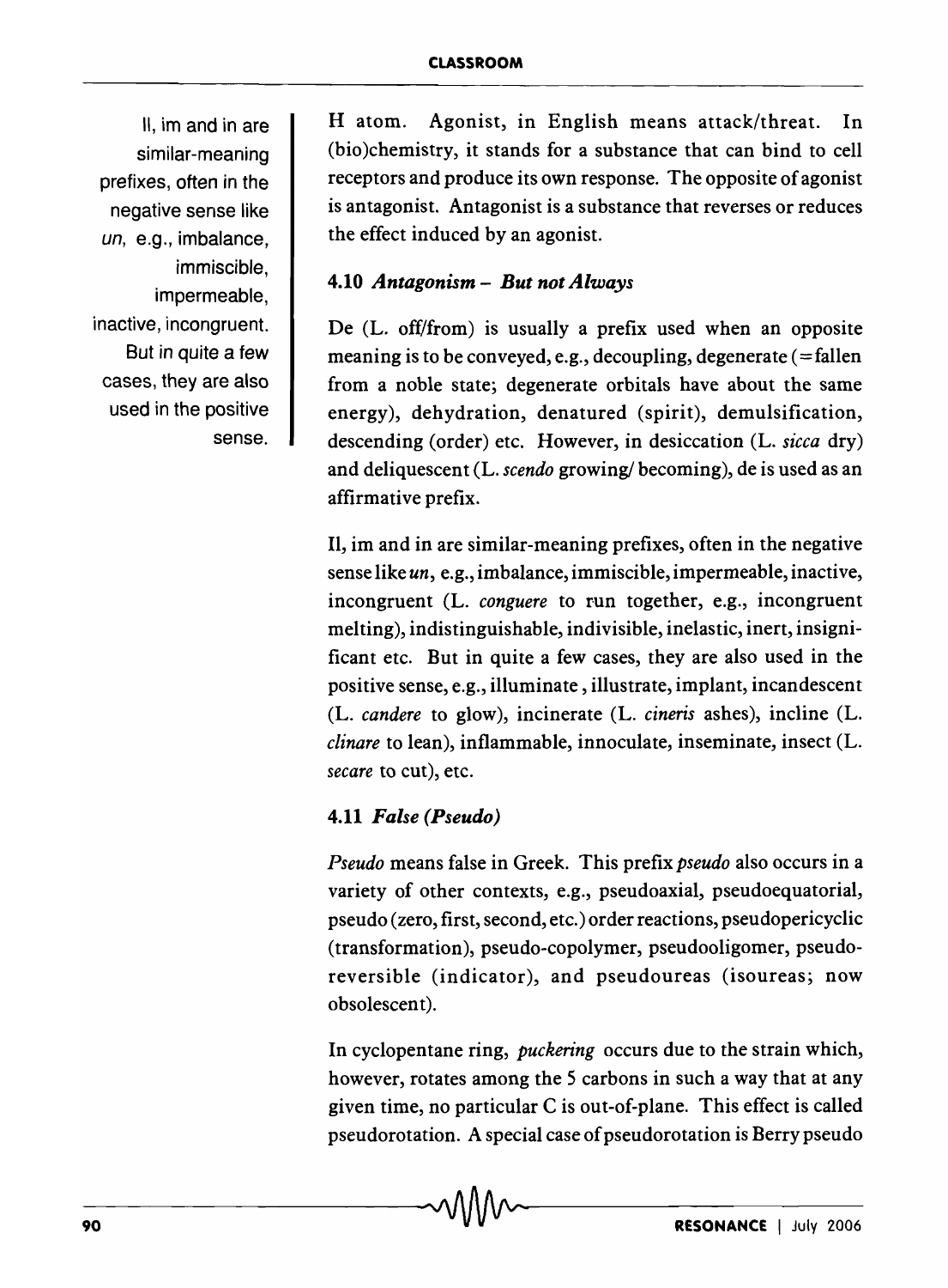Il, im and in are similar-meaning prefixes, often in the negative sense like *un*, e.g., imbalance, immiscible, impermeable, inactive, incongruent. But in quite a few cases, they are also used in the positive sense.

H atom. Agonist, in English means attack/threat. In (bio)chemistry, it stands for a substance that can bind to cell receptors and produce its own response. The opposite of agonist is antagonist. Antagonist is a substance that reverses or reduces the effect induced by an agonist.

### 4.10 *Antagonism – But not Always*

De (L. off/from) is usually a prefix used when an opposite meaning is to be conveyed, e.g., decoupling, degenerate (=fallen from a noble state; degenerate orbitals have about the same energy), dehydration, denatured (spirit), demulsification, descending (order) etc. However, in desiccation (L. *sicca* dry) and deliquescent (L. *scendo* growing/ becoming), de is used as an affirmative prefix.

Il, im and in are similar-meaning prefixes, often in the negative sense like *un*, e.g., imbalance, immiscible, impermeable, inactive, incongruent (L. *conguere* to run together, e.g., incongruent melting), indistinguishable, indivisible, inelastic, inert, insignificant etc. But in quite a few cases, they are also used in the positive sense, e.g., illuminate, illustrate, implant, incandescent (L. *candere* to glow), incinerate (L. *cineris* ashes), incline (L. *clinare* to lean), inflammable, innoculate, inseminate, insect (L. *secare* to cut), etc.

### 4.11 *False (Pseudo)*

*Pseudo* means false in Greek. This prefix *pseudo* also occurs in a variety of other contexts, e.g., pseudoaxial, pseudoequatorial, pseudo (zero, first, second, etc.) order reactions, pseudopericyclic (transformation), pseudo-copolymer, pseudooligomer, pseudo-reversible (indicator), and pseudoureas (isoureas; now obsolescent).

In cyclopentane ring, *puckering* occurs due to the strain which, however, rotates among the 5 carbons in such a way that at any given time, no particular C is out-of-plane. This effect is called pseudorotation. A special case of pseudorotation is Berry pseudo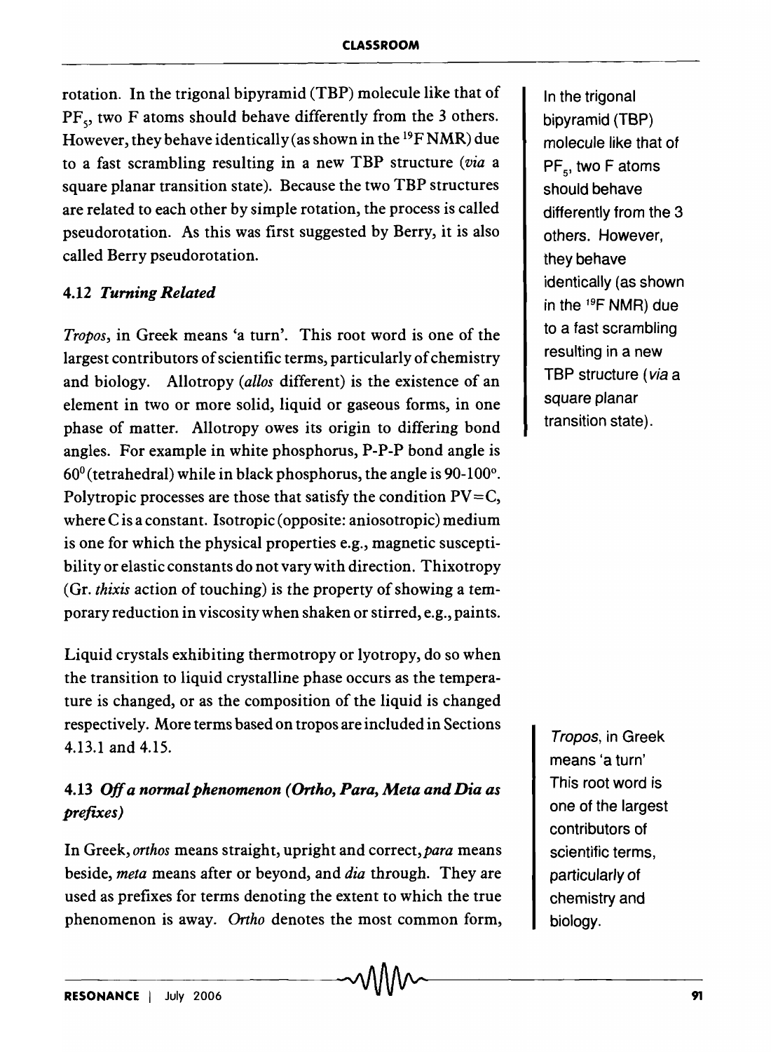rotation. In the trigonal bipyramid (TBP) molecule like that of $PF_5$, two F atoms should behave differently from the 3 others. However, they behave identically (as shown in the $^{19}F$ NMR) due to a fast scrambling resulting in a new TBP structure (*via* a square planar transition state). Because the two TBP structures are related to each other by simple rotation, the process is called pseudorotation. As this was first suggested by Berry, it is also called Berry pseudorotation.

### 4.12 *Turning Related*

*Tropos*, in Greek means 'a turn'. This root word is one of the largest contributors of scientific terms, particularly of chemistry and biology. Allotropy (*allos* different) is the existence of an element in two or more solid, liquid or gaseous forms, in one phase of matter. Allotropy owes its origin to differing bond angles. For example in white phosphorus, P-P-P bond angle is $60^0$ (tetrahedral) while in black phosphorus, the angle is 90-100°. Polytropic processes are those that satisfy the condition $PV=C$, where C is a constant. Isotropic (opposite: aniosotropic) medium is one for which the physical properties e.g., magnetic susceptibility or elastic constants do not vary with direction. Thixotropy (Gr. *thixis* action of touching) is the property of showing a temporary reduction in viscosity when shaken or stirred, e.g., paints.

Liquid crystals exhibiting thermotropy or lyotropy, do so when the transition to liquid crystalline phase occurs as the temperature is changed, or as the composition of the liquid is changed respectively. More terms based on tropos are included in Sections 4.13.1 and 4.15.

### 4.13 *Off a normal phenomenon (Ortho, Para, Meta and Dia as prefixes)*

In Greek, *orthos* means straight, upright and correct, *para* means beside, *meta* means after or beyond, and *dia* through. They are used as prefixes for terms denoting the extent to which the true phenomenon is away. *Ortho* denotes the most common form,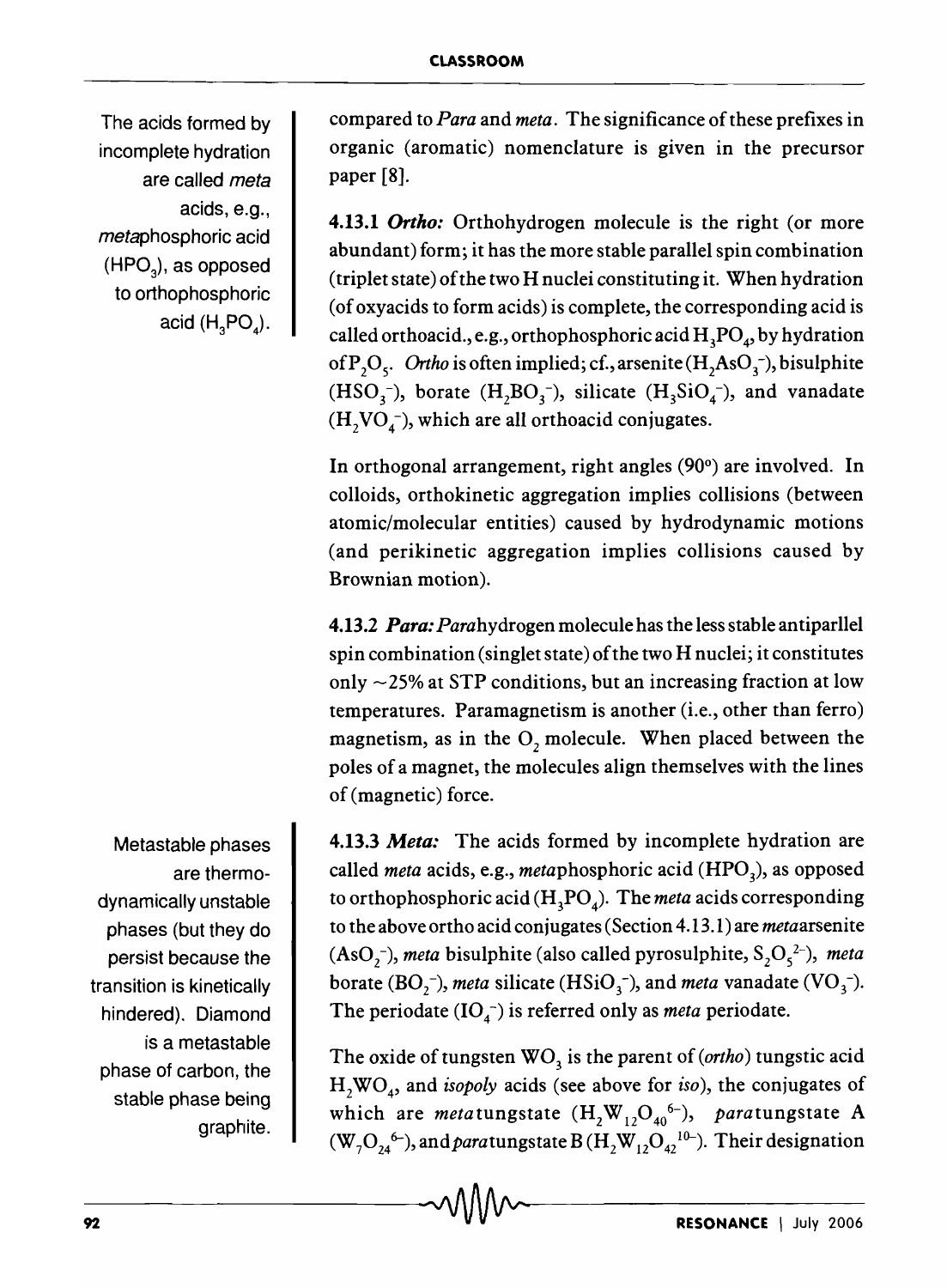The acids formed by incomplete hydration are called *meta* acids, e.g., *meta*phosphoric acid ($HPO_3$), as opposed to orthophosphoric acid ($H_3PO_4$).

compared to *Para* and *meta*. The significance of these prefixes in organic (aromatic) nomenclature is given in the precursor paper [8].

**4.13.1 *Ortho:*** Orthohydrogen molecule is the right (or more abundant) form; it has the more stable parallel spin combination (triplet state) of the two H nuclei constituting it. When hydration (of oxyacids to form acids) is complete, the corresponding acid is called orthoacid., e.g., orthophosphoric acid $H_3PO_4$, by hydration of $P_2O_5$. *Ortho* is often implied; cf., arsenite ($H_2AsO_3^-$), bisulphite ($HSO_3^-$), borate ($H_2BO_3^-$), silicate ($H_3SiO_4^-$), and vanadate ($H_2VO_4^-$), which are all orthoacid conjugates.

In orthogonal arrangement, right angles (90°) are involved. In colloids, orthokinetic aggregation implies collisions (between atomic/molecular entities) caused by hydrodynamic motions (and perikinetic aggregation implies collisions caused by Brownian motion).

**4.13.2 *Para:*** *Para*hydrogen molecule has the less stable antiparllel spin combination (singlet state) of the two H nuclei; it constitutes only ~25% at STP conditions, but an increasing fraction at low temperatures. Paramagnetism is another (i.e., other than ferro) magnetism, as in the $O_2$ molecule. When placed between the poles of a magnet, the molecules align themselves with the lines of (magnetic) force.

Metastable phases are thermodynamically unstable phases (but they do persist because the transition is kinetically hindered). Diamond is a metastable phase of carbon, the stable phase being graphite.

**4.13.3 *Meta:*** The acids formed by incomplete hydration are called *meta* acids, e.g., *meta*phosphoric acid ($HPO_3$), as opposed to orthophosphoric acid ($H_3PO_4$). The *meta* acids corresponding to the above ortho acid conjugates (Section 4.13.1) are *meta*arsenite ($AsO_2^-$), *meta* bisulphite (also called pyrosulphite, $S_2O_5^{2-}$), *meta* borate ($BO_2^-$), *meta* silicate ($HSiO_3^-$), and *meta* vanadate ($VO_3^-$). The periodate ($IO_4^-$) is referred only as *meta* periodate.

The oxide of tungsten $WO_3$ is the parent of (*ortho*) tungstic acid $H_2WO_4$, and *isopoly* acids (see above for *iso*), the conjugates of which are *meta*tungstate ($H_2W_{12}O_{40}^{6-}$), *para*tungstate A ($W_7O_{24}^{6-}$), and *para*tungstate B ($H_2W_{12}O_{42}^{10-}$). Their designation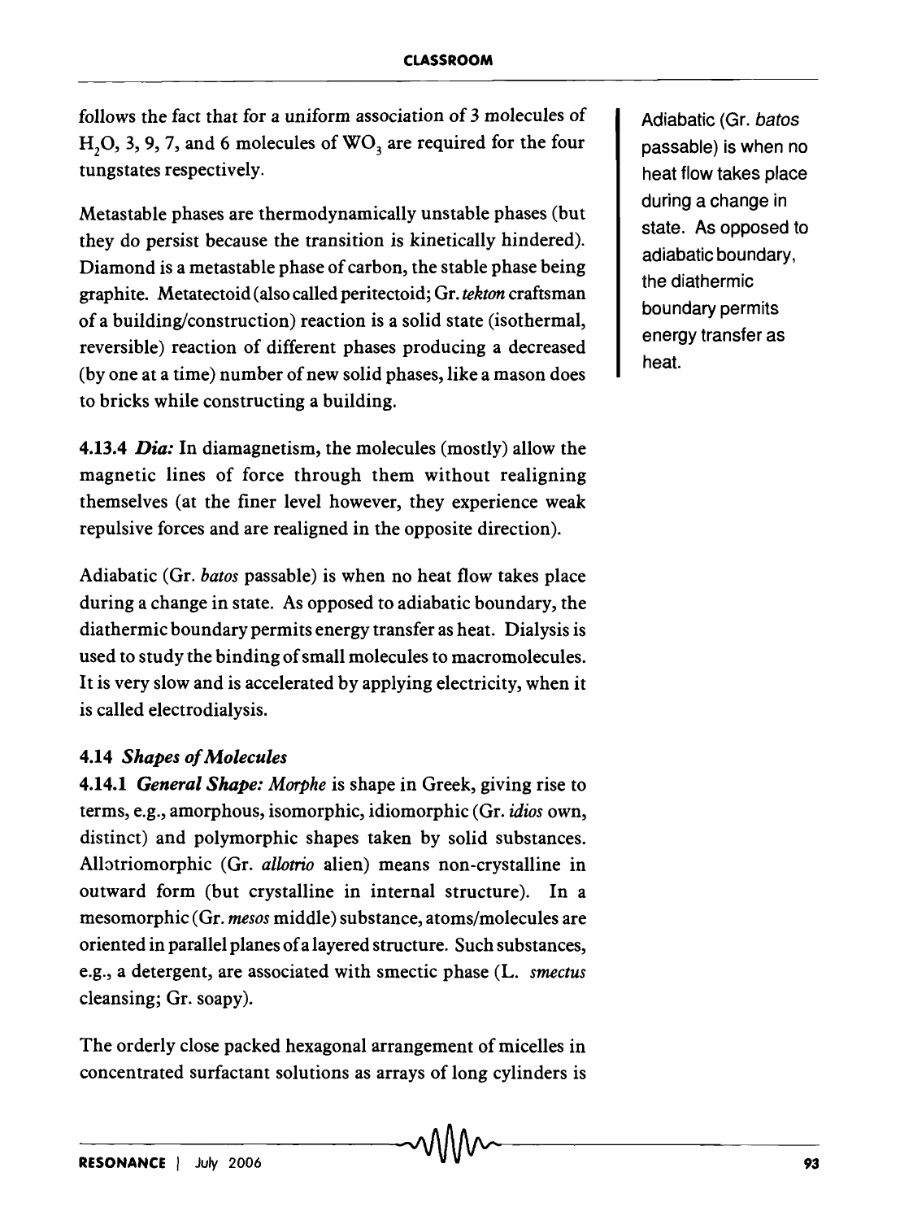follows the fact that for a uniform association of 3 molecules of $H_2O$, 3, 9, 7, and 6 molecules of $WO_3$ are required for the four tungstates respectively.

Metastable phases are thermodynamically unstable phases (but they do persist because the transition is kinetically hindered). Diamond is a metastable phase of carbon, the stable phase being graphite. Metatectoid (also called peritectoid; Gr. *tekton* craftsman of a building/construction) reaction is a solid state (isothermal, reversible) reaction of different phases producing a decreased (by one at a time) number of new solid phases, like a mason does to bricks while constructing a building.

**4.13.4** ***Dia:*** In diamagnetism, the molecules (mostly) allow the magnetic lines of force through them without realigning themselves (at the finer level however, they experience weak repulsive forces and are realigned in the opposite direction).

Adiabatic (Gr. *batos* passable) is when no heat flow takes place during a change in state. As opposed to adiabatic boundary, the diathermic boundary permits energy transfer as heat. Dialysis is used to study the binding of small molecules to macromolecules. It is very slow and is accelerated by applying electricity, when it is called electrodialysis.

### 4.14 *Shapes of Molecules*

**4.14.1** ***General Shape:*** *Morphe* is shape in Greek, giving rise to terms, e.g., amorphous, isomorphic, idiomorphic (Gr. *idios* own, distinct) and polymorphic shapes taken by solid substances. Allotriomorphic (Gr. *allotrio* alien) means non-crystalline in outward form (but crystalline in internal structure). In a mesomorphic (Gr. *mesos* middle) substance, atoms/molecules are oriented in parallel planes of a layered structure. Such substances, e.g., a detergent, are associated with smectic phase (L. *smectus* cleansing; Gr. soapy).

The orderly close packed hexagonal arrangement of micelles in concentrated surfactant solutions as arrays of long cylinders is

Adiabatic (Gr. *batos* passable) is when no heat flow takes place during a change in state. As opposed to adiabatic boundary, the diathermic boundary permits energy transfer as heat.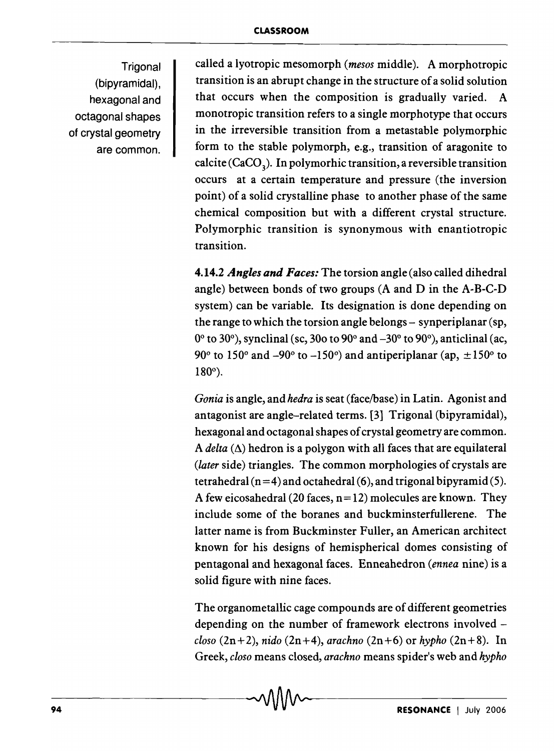Trigonal (bipyramidal), hexagonal and octagonal shapes of crystal geometry are common.

called a lyotropic mesomorph (*mesos* middle). A morphotropic transition is an abrupt change in the structure of a solid solution that occurs when the composition is gradually varied. A monotropic transition refers to a single morphotype that occurs in the irreversible transition from a metastable polymorphic form to the stable polymorph, e.g., transition of aragonite to calcite ($CaCO_3$). In polymorhic transition, a reversible transition occurs at a certain temperature and pressure (the inversion point) of a solid crystalline phase to another phase of the same chemical composition but with a different crystal structure. Polymorphic transition is synonymous with enantiotropic transition.

4.14.2 ***Angles and Faces:*** The torsion angle (also called dihedral angle) between bonds of two groups (A and D in the A-B-C-D system) can be variable. Its designation is done depending on the range to which the torsion angle belongs – synperiplanar (sp, 0° to 30°), synclinal (sc, 30o to 90° and –30° to 90°), anticlinal (ac, 90° to 150° and –90° to –150°) and antiperiplanar (ap, ±150° to 180°).

*Gonia* is angle, and *hedra* is seat (face/base) in Latin. Agonist and antagonist are angle–related terms. [3] Trigonal (bipyramidal), hexagonal and octagonal shapes of crystal geometry are common. A *delta* ($\Delta$) hedron is a polygon with all faces that are equilateral (*later* side) triangles. The common morphologies of crystals are tetrahedral ($n=4$) and octahedral (6), and trigonal bipyramid (5). A few eicosahedral (20 faces, $n=12$) molecules are known. They include some of the boranes and buckminsterfullerene. The latter name is from Buckminster Fuller, an American architect known for his designs of hemispherical domes consisting of pentagonal and hexagonal faces. Enneahedron (*ennea* nine) is a solid figure with nine faces.

The organometallic cage compounds are of different geometries depending on the number of framework electrons involved – *closo* ($2n+2$), *nido* ($2n+4$), *arachno* ($2n+6$) or *hypho* ($2n+8$). In Greek, *closo* means closed, *arachno* means spider's web and *hypho*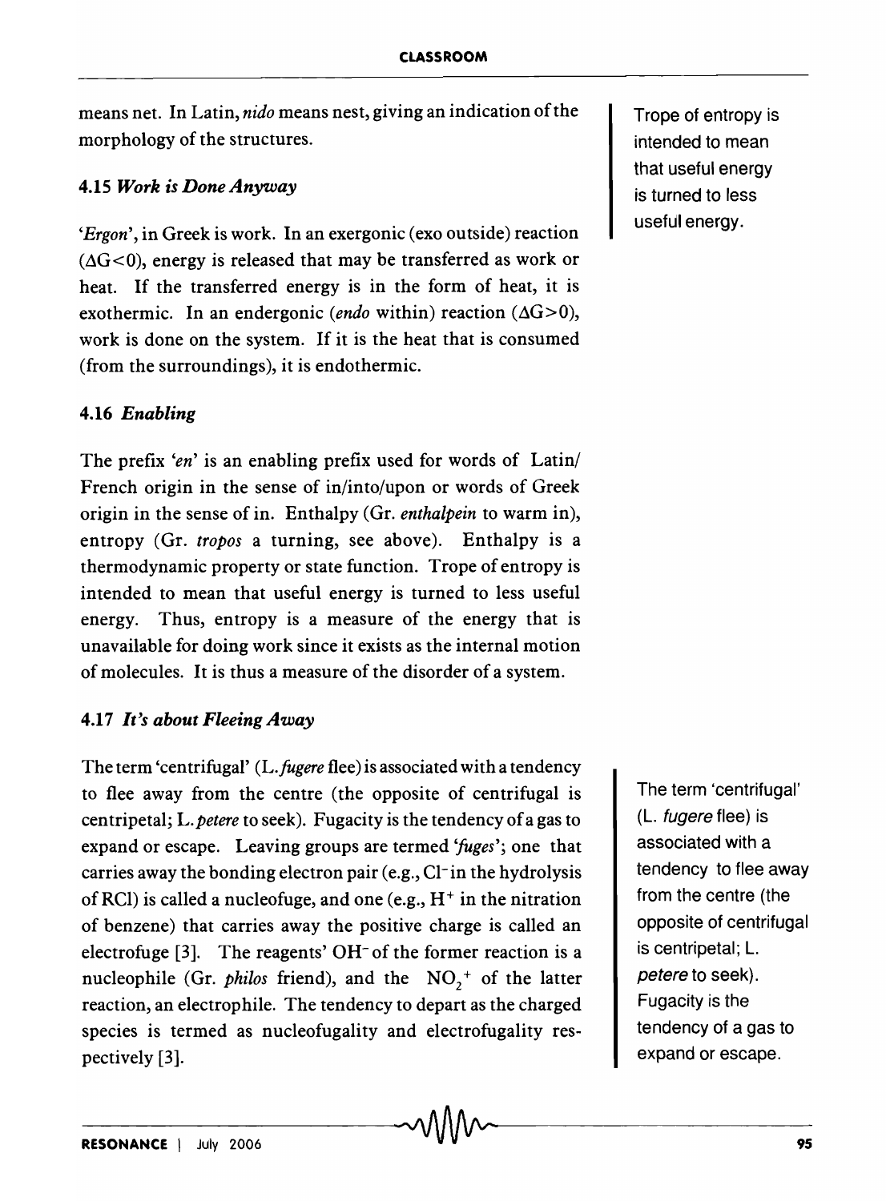means net. In Latin, *nido* means nest, giving an indication of the morphology of the structures.

### 4.15 *Work is Done Anyway*

'*Ergon*', in Greek is work. In an exergonic (exo outside) reaction ($\Delta G<0$), energy is released that may be transferred as work or heat. If the transferred energy is in the form of heat, it is exothermic. In an endergonic (*endo* within) reaction ($\Delta G>0$), work is done on the system. If it is the heat that is consumed (from the surroundings), it is endothermic.

### 4.16 *Enabling*

The prefix '*en*' is an enabling prefix used for words of Latin/French origin in the sense of in/into/upon or words of Greek origin in the sense of in. Enthalpy (Gr. *enthalpein* to warm in), entropy (Gr. *tropos* a turning, see above). Enthalpy is a thermodynamic property or state function. Trope of entropy is intended to mean that useful energy is turned to less useful energy. Thus, entropy is a measure of the energy that is unavailable for doing work since it exists as the internal motion of molecules. It is thus a measure of the disorder of a system.

Trope of entropy is intended to mean that useful energy is turned to less useful energy.

### 4.17 *It's about Fleeing Away*

The term 'centrifugal' (L. *fugere* flee) is associated with a tendency to flee away from the centre (the opposite of centrifugal is centripetal; L. *petere* to seek). Fugacity is the tendency of a gas to expand or escape. Leaving groups are termed '*fuges*'; one that carries away the bonding electron pair (e.g., $Cl^-$ in the hydrolysis of RCl) is called a nucleofuge, and one (e.g., $H^+$ in the nitration of benzene) that carries away the positive charge is called an electrofuge [3]. The reagents' $OH^-$ of the former reaction is a nucleophile (Gr. *philos* friend), and the $NO_2^+$ of the latter reaction, an electrophile. The tendency to depart as the charged species is termed as nucleofugality and electrofugality respectively [3].

The term 'centrifugal' (L. *fugere* flee) is associated with a tendency to flee away from the centre (the opposite of centrifugal is centripetal; L. *petere* to seek). Fugacity is the tendency of a gas to expand or escape.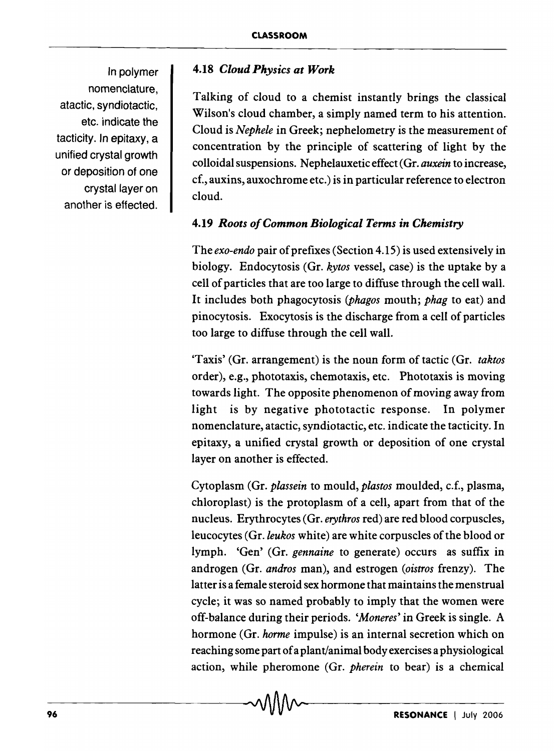In polymer nomenclature, atactic, syndiotactic, etc. indicate the tacticity. In epitaxy, a unified crystal growth or deposition of one crystal layer on another is effected.

### 4.18 *Cloud Physics at Work*

Talking of cloud to a chemist instantly brings the classical Wilson's cloud chamber, a simply named term to his attention. Cloud is *Nephele* in Greek; nephelometry is the measurement of concentration by the principle of scattering of light by the colloidal suspensions. Nephelauxetic effect (Gr. *auxein* to increase, cf., auxins, auxochrome etc.) is in particular reference to electron cloud.

### 4.19 *Roots of Common Biological Terms in Chemistry*

The *exo-endo* pair of prefixes (Section 4.15) is used extensively in biology. Endocytosis (Gr. *kytos* vessel, case) is the uptake by a cell of particles that are too large to diffuse through the cell wall. It includes both phagocytosis (*phagos* mouth; *phag* to eat) and pinocytosis. Exocytosis is the discharge from a cell of particles too large to diffuse through the cell wall.

'Taxis' (Gr. arrangement) is the noun form of tactic (Gr. *taktos* order), e.g., phototaxis, chemotaxis, etc. Phototaxis is moving towards light. The opposite phenomenon of moving away from light is by negative phototactic response. In polymer nomenclature, atactic, syndiotactic, etc. indicate the tacticity. In epitaxy, a unified crystal growth or deposition of one crystal layer on another is effected.

Cytoplasm (Gr. *plassein* to mould, *plastos* moulded, c.f., plasma, chloroplast) is the protoplasm of a cell, apart from that of the nucleus. Erythrocytes (Gr. *erythros* red) are red blood corpuscles, leucocytes (Gr. *leukos* white) are white corpuscles of the blood or lymph. 'Gen' (Gr. *gennaine* to generate) occurs as suffix in androgen (Gr. *andros* man), and estrogen (*oistros* frenzy). The latter is a female steroid sex hormone that maintains the menstrual cycle; it was so named probably to imply that the women were off-balance during their periods. '*Moneres*' in Greek is single. A hormone (Gr. *horme* impulse) is an internal secretion which on reaching some part of a plant/animal body exercises a physiological action, while pheromone (Gr. *pherein* to bear) is a chemical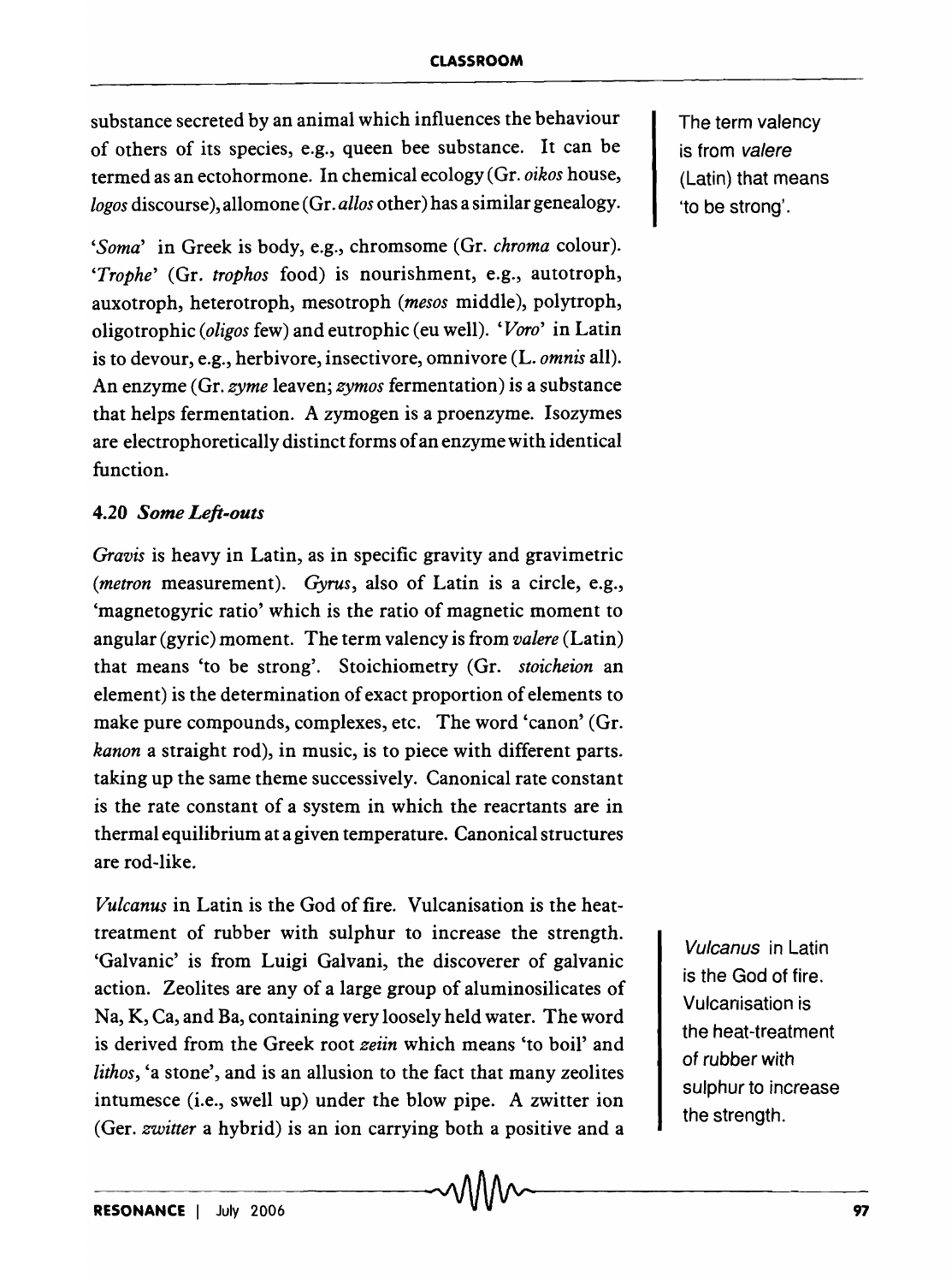substance secreted by an animal which influences the behaviour of others of its species, e.g., queen bee substance. It can be termed as an ectohormone. In chemical ecology (Gr. *oikos* house, *logos* discourse), allomone (Gr. *allos* other) has a similar genealogy.

'*Soma*' in Greek is body, e.g., chromsome (Gr. *chroma* colour). '*Trophe*' (Gr. *trophos* food) is nourishment, e.g., autotroph, auxotroph, heterotroph, mesotroph (*mesos* middle), polytroph, oligotrophic (*oligos* few) and eutrophic (eu well). '*Voro*' in Latin is to devour, e.g., herbivore, insectivore, omnivore (L. *omnis* all). An enzyme (Gr. *zyme* leaven; *zymos* fermentation) is a substance that helps fermentation. A zymogen is a proenzyme. Isozymes are electrophoretically distinct forms of an enzyme with identical function.

### 4.20 *Some Left-outs*

*Gravis* is heavy in Latin, as in specific gravity and gravimetric (*metron* measurement). *Gyrus*, also of Latin is a circle, e.g., 'magnetogyric ratio' which is the ratio of magnetic moment to angular (gyric) moment. The term valency is from *valere* (Latin) that means 'to be strong'. Stoichiometry (Gr. *stoicheion* an element) is the determination of exact proportion of elements to make pure compounds, complexes, etc. The word 'canon' (Gr. *kanon* a straight rod), in music, is to piece with different parts. taking up the same theme successively. Canonical rate constant is the rate constant of a system in which the reacrtants are in thermal equilibrium at a given temperature. Canonical structures are rod-like.

The term valency is from *valere* (Latin) that means 'to be strong'.

*Vulcanus* in Latin is the God of fire. Vulcanisation is the heat-treatment of rubber with sulphur to increase the strength. 'Galvanic' is from Luigi Galvani, the discoverer of galvanic action. Zeolites are any of a large group of aluminosilicates of Na, K, Ca, and Ba, containing very loosely held water. The word is derived from the Greek root *zeiin* which means 'to boil' and *lithos*, 'a stone', and is an allusion to the fact that many zeolites intumesce (i.e., swell up) under the blow pipe. A zwitter ion (Ger. *zwitter* a hybrid) is an ion carrying both a positive and a

*Vulcanus* in Latin is the God of fire. Vulcanisation is the heat-treatment of rubber with sulphur to increase the strength.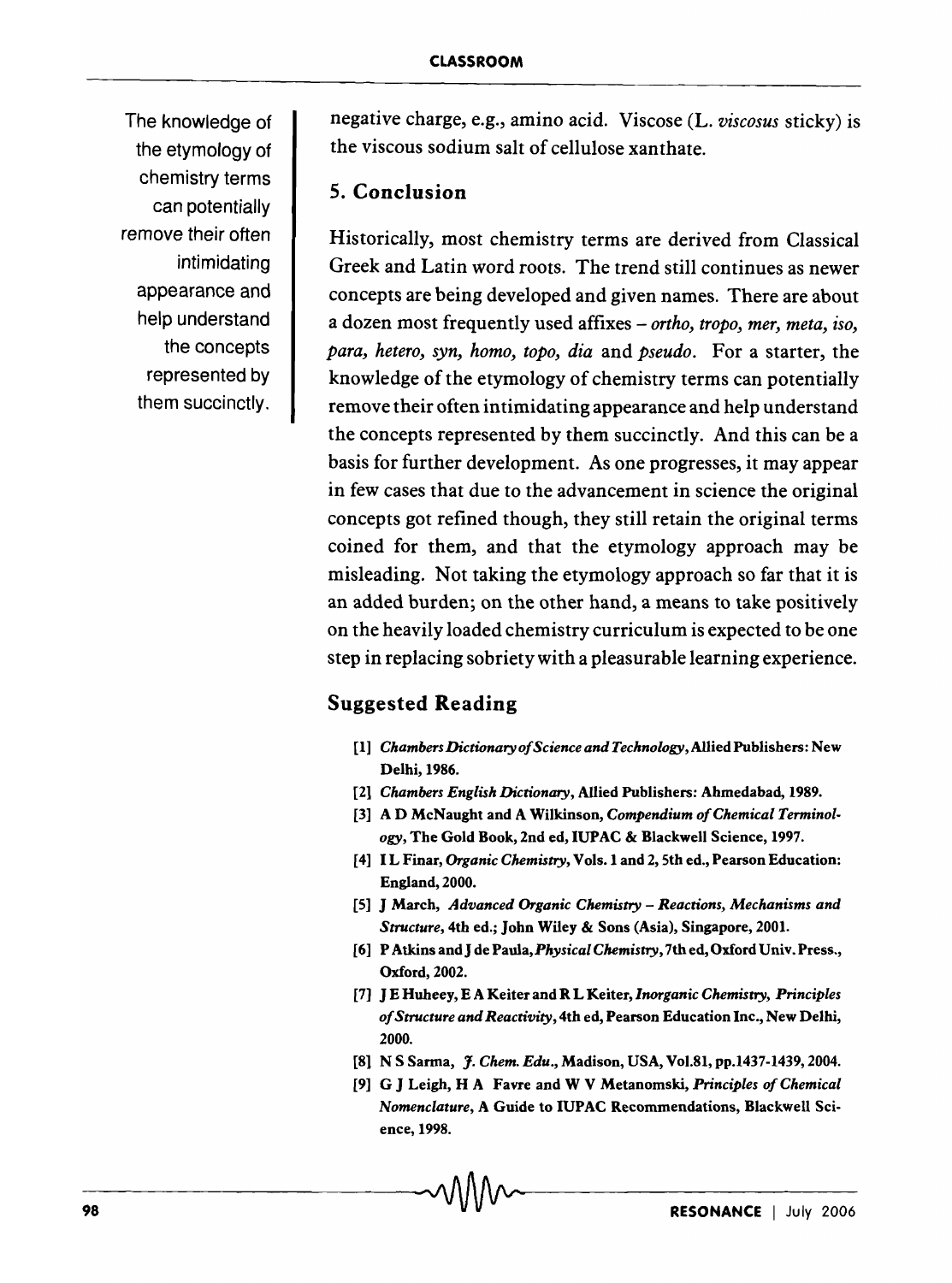negative charge, e.g., amino acid. Viscose (L. *viscosus* sticky) is the viscous sodium salt of cellulose xanthate.

The knowledge of the etymology of chemistry terms can potentially remove their often intimidating appearance and help understand the concepts represented by them succinctly.

## 5. Conclusion

Historically, most chemistry terms are derived from Classical Greek and Latin word roots. The trend still continues as newer concepts are being developed and given names. There are about a dozen most frequently used affixes – *ortho, tropo, mer, meta, iso, para, hetero, syn, homo, topo, dia* and *pseudo*. For a starter, the knowledge of the etymology of chemistry terms can potentially remove their often intimidating appearance and help understand the concepts represented by them succinctly. And this can be a basis for further development. As one progresses, it may appear in few cases that due to the advancement in science the original concepts got refined though, they still retain the original terms coined for them, and that the etymology approach may be misleading. Not taking the etymology approach so far that it is an added burden; on the other hand, a means to take positively on the heavily loaded chemistry curriculum is expected to be one step in replacing sobriety with a pleasurable learning experience.

## Suggested Reading

[1] *Chambers Dictionary of Science and Technology*, Allied Publishers: New Delhi, 1986.

[2] *Chambers English Dictionary*, Allied Publishers: Ahmedabad, 1989.

[3] A D McNaught and A Wilkinson, *Compendium of Chemical Terminology*, The Gold Book, 2nd ed, IUPAC & Blackwell Science, 1997.

[4] I L Finar, *Organic Chemistry*, Vols. 1 and 2, 5th ed., Pearson Education: England, 2000.

[5] J March, *Advanced Organic Chemistry – Reactions, Mechanisms and Structure*, 4th ed.; John Wiley & Sons (Asia), Singapore, 2001.

[6] P Atkins and J de Paula, *Physical Chemistry*, 7th ed, Oxford Univ. Press., Oxford, 2002.

[7] J E Huheey, E A Keiter and R L Keiter, *Inorganic Chemistry, Principles of Structure and Reactivity*, 4th ed, Pearson Education Inc., New Delhi, 2000.

[8] N S Sarma, *J. Chem. Edu.*, Madison, USA, Vol.81, pp.1437-1439, 2004.

[9] G J Leigh, H A Favre and W V Metanomski, *Principles of Chemical Nomenclature*, A Guide to IUPAC Recommendations, Blackwell Science, 1998.